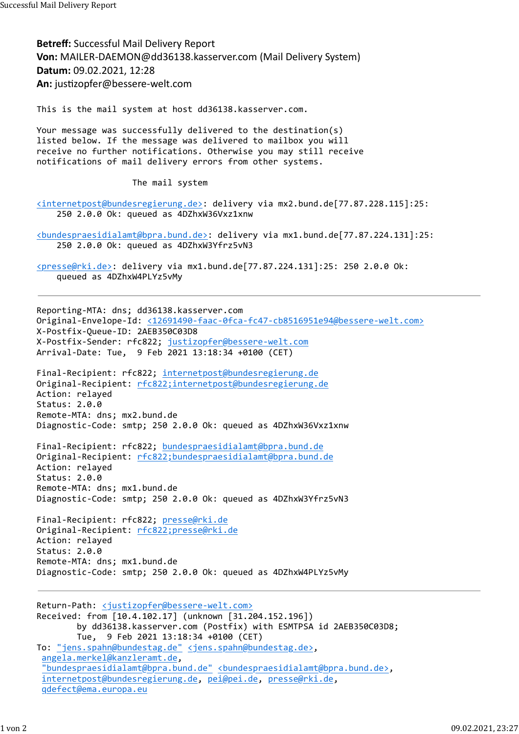**Betreff:** Successful Mail Delivery Report
**Von:** MAILER-DAEMON@dd36138.kasserver.com (Mail Delivery System)
**Datum:** 09.02.2021, 12:28
**An:** justizopfer@bessere-welt.com

```
This is the mail system at host dd36138.kasserver.com.

Your message was successfully delivered to the destination(s)
listed below. If the message was delivered to mailbox you will
receive no further notifications. Otherwise you may still receive
notifications of mail delivery errors from other systems.

                   The mail system

<internetpost@bundesregierung.de>: delivery via mx2.bund.de[77.87.228.115]:25:
    250 2.0.0 Ok: queued as 4DZhxW36Vxz1xnw

<bundespraesidialamt@bpra.bund.de>: delivery via mx1.bund.de[77.87.224.131]:25:
    250 2.0.0 Ok: queued as 4DZhxW3Yfrz5vN3

<presse@rki.de>: delivery via mx1.bund.de[77.87.224.131]:25: 250 2.0.0 Ok:
    queued as 4DZhxW4PLYz5vMy
```

---

```
Reporting-MTA: dns; dd36138.kasserver.com
Original-Envelope-Id: <12691490-faac-0fca-fc47-cb8516951e94@bessere-welt.com>
X-Postfix-Queue-ID: 2AEB350C03D8
X-Postfix-Sender: rfc822; justizopfer@bessere-welt.com
Arrival-Date: Tue,  9 Feb 2021 13:18:34 +0100 (CET)

Final-Recipient: rfc822; internetpost@bundesregierung.de
Original-Recipient: rfc822;internetpost@bundesregierung.de
Action: relayed
Status: 2.0.0
Remote-MTA: dns; mx2.bund.de
Diagnostic-Code: smtp; 250 2.0.0 Ok: queued as 4DZhxW36Vxz1xnw

Final-Recipient: rfc822; bundespraesidialamt@bpra.bund.de
Original-Recipient: rfc822;bundespraesidialamt@bpra.bund.de
Action: relayed
Status: 2.0.0
Remote-MTA: dns; mx1.bund.de
Diagnostic-Code: smtp; 250 2.0.0 Ok: queued as 4DZhxW3Yfrz5vN3

Final-Recipient: rfc822; presse@rki.de
Original-Recipient: rfc822;presse@rki.de
Action: relayed
Status: 2.0.0
Remote-MTA: dns; mx1.bund.de
Diagnostic-Code: smtp; 250 2.0.0 Ok: queued as 4DZhxW4PLYz5vMy
```

---

```
Return-Path: <justizopfer@bessere-welt.com>
Received: from [10.4.102.17] (unknown [31.204.152.196])
        by dd36138.kasserver.com (Postfix) with ESMTPSA id 2AEB350C03D8;
        Tue,  9 Feb 2021 13:18:34 +0100 (CET)
To: "jens.spahn@bundestag.de" <jens.spahn@bundestag.de>,
 angela.merkel@kanzleramt.de,
 "bundespraesidialamt@bpra.bund.de" <bundespraesidialamt@bpra.bund.de>,
 internetpost@bundesregierung.de, pei@pei.de, presse@rki.de,
 qdefect@ema.europa.eu
```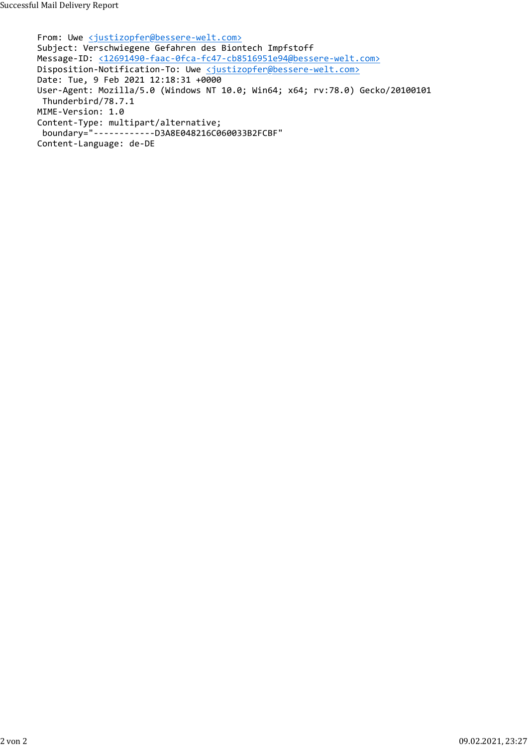```
From: Uwe <justizopfer@bessere-welt.com>
Subject: Verschwiegene Gefahren des Biontech Impfstoff
Message-ID: <12691490-faac-0fca-fc47-cb8516951e94@bessere-welt.com>
Disposition-Notification-To: Uwe <justizopfer@bessere-welt.com>
Date: Tue, 9 Feb 2021 12:18:31 +0000
User-Agent: Mozilla/5.0 (Windows NT 10.0; Win64; x64; rv:78.0) Gecko/20100101
 Thunderbird/78.7.1
MIME-Version: 1.0
Content-Type: multipart/alternative;
 boundary="------------D3A8E048216C060033B2FCBF"
Content-Language: de-DE
```